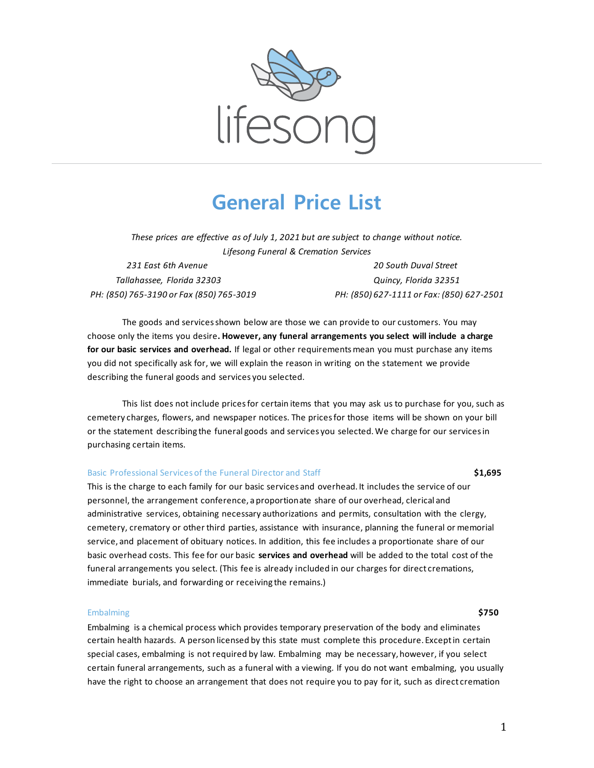lifesong

# General Price List

*These prices are effective as of July 1, 2021 but are subject to change without notice.*

*Lifesong Funeral & Cremation Services*

*231 East 6th Avenue*
*Tallahassee, Florida 32303*
*PH: (850) 765-3190 or Fax (850) 765-3019*

*20 South Duval Street*
*Quincy, Florida 32351*
*PH: (850) 627-1111 or Fax: (850) 627-2501*

The goods and services shown below are those we can provide to our customers. You may choose only the items you desire**. However, any funeral arrangements you select will include a charge for our basic services and overhead.** If legal or other requirements mean you must purchase any items you did not specifically ask for, we will explain the reason in writing on the statement we provide describing the funeral goods and services you selected.

This list does not include prices for certain items that you may ask us to purchase for you, such as cemetery charges, flowers, and newspaper notices. The prices for those items will be shown on your bill or the statement describing the funeral goods and services you selected. We charge for our services in purchasing certain items.

## Basic Professional Services of the Funeral Director and Staff — **$1,695**

This is the charge to each family for our basic services and overhead. It includes the service of our personnel, the arrangement conference, a proportionate share of our overhead, clerical and administrative services, obtaining necessary authorizations and permits, consultation with the clergy, cemetery, crematory or other third parties, assistance with insurance, planning the funeral or memorial service, and placement of obituary notices. In addition, this fee includes a proportionate share of our basic overhead costs. This fee for our basic **services and overhead** will be added to the total cost of the funeral arrangements you select. (This fee is already included in our charges for direct cremations, immediate burials, and forwarding or receiving the remains.)

## Embalming — **$750**

Embalming is a chemical process which provides temporary preservation of the body and eliminates certain health hazards. A person licensed by this state must complete this procedure. Except in certain special cases, embalming is not required by law. Embalming may be necessary, however, if you select certain funeral arrangements, such as a funeral with a viewing. If you do not want embalming, you usually have the right to choose an arrangement that does not require you to pay for it, such as direct cremation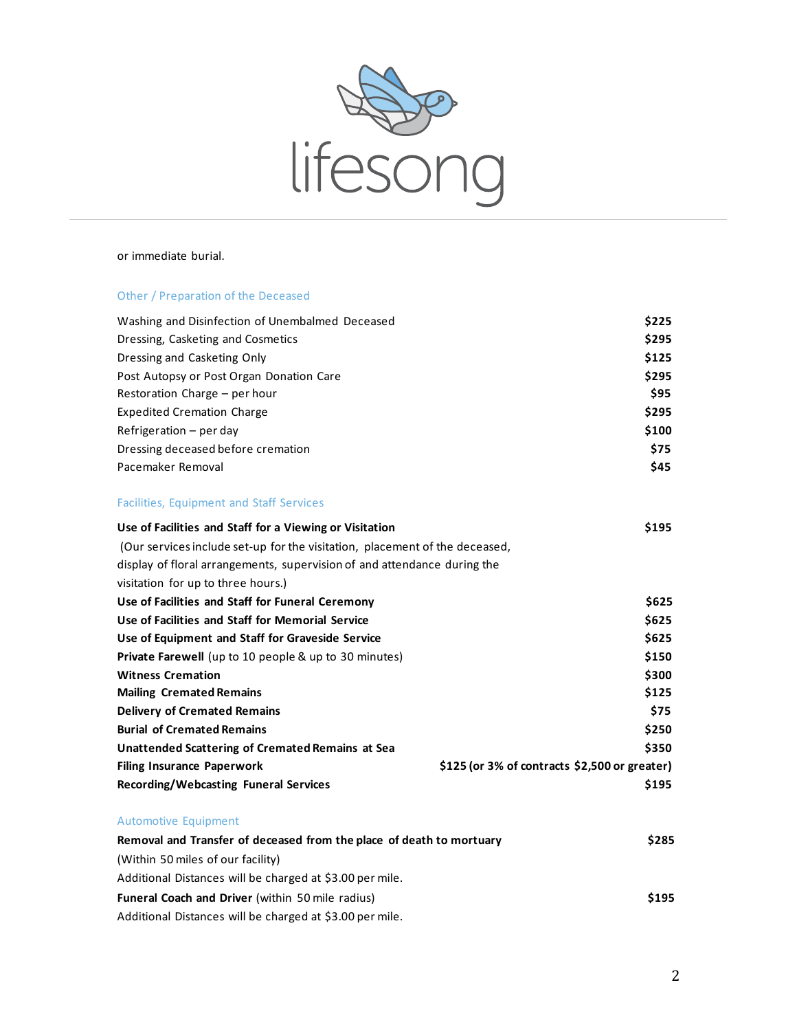or immediate burial.

## Other / Preparation of the Deceased

| | |
|---|---|
| Washing and Disinfection of Unembalmed Deceased | **$225** |
| Dressing, Casketing and Cosmetics | **$295** |
| Dressing and Casketing Only | **$125** |
| Post Autopsy or Post Organ Donation Care | **$295** |
| Restoration Charge – per hour | **$95** |
| Expedited Cremation Charge | **$295** |
| Refrigeration – per day | **$100** |
| Dressing deceased before cremation | **$75** |
| Pacemaker Removal | **$45** |

## Facilities, Equipment and Staff Services

| | |
|---|---|
| **Use of Facilities and Staff for a Viewing or Visitation** (Our services include set-up for the visitation, placement of the deceased, display of floral arrangements, supervision of and attendance during the visitation for up to three hours.) | **$195** |
| **Use of Facilities and Staff for Funeral Ceremony** | **$625** |
| **Use of Facilities and Staff for Memorial Service** | **$625** |
| **Use of Equipment and Staff for Graveside Service** | **$625** |
| **Private Farewell** (up to 10 people & up to 30 minutes) | **$150** |
| **Witness Cremation** | **$300** |
| **Mailing Cremated Remains** | **$125** |
| **Delivery of Cremated Remains** | **$75** |
| **Burial of Cremated Remains** | **$250** |
| **Unattended Scattering of Cremated Remains at Sea** | **$350** |
| **Filing Insurance Paperwork** | **$125 (or 3% of contracts $2,500 or greater)** |
| **Recording/Webcasting Funeral Services** | **$195** |

## Automotive Equipment

| | |
|---|---|
| **Removal and Transfer of deceased from the place of death to mortuary** (Within 50 miles of our facility) Additional Distances will be charged at $3.00 per mile. | **$285** |
| **Funeral Coach and Driver** (within 50 mile radius) Additional Distances will be charged at $3.00 per mile. | **$195** |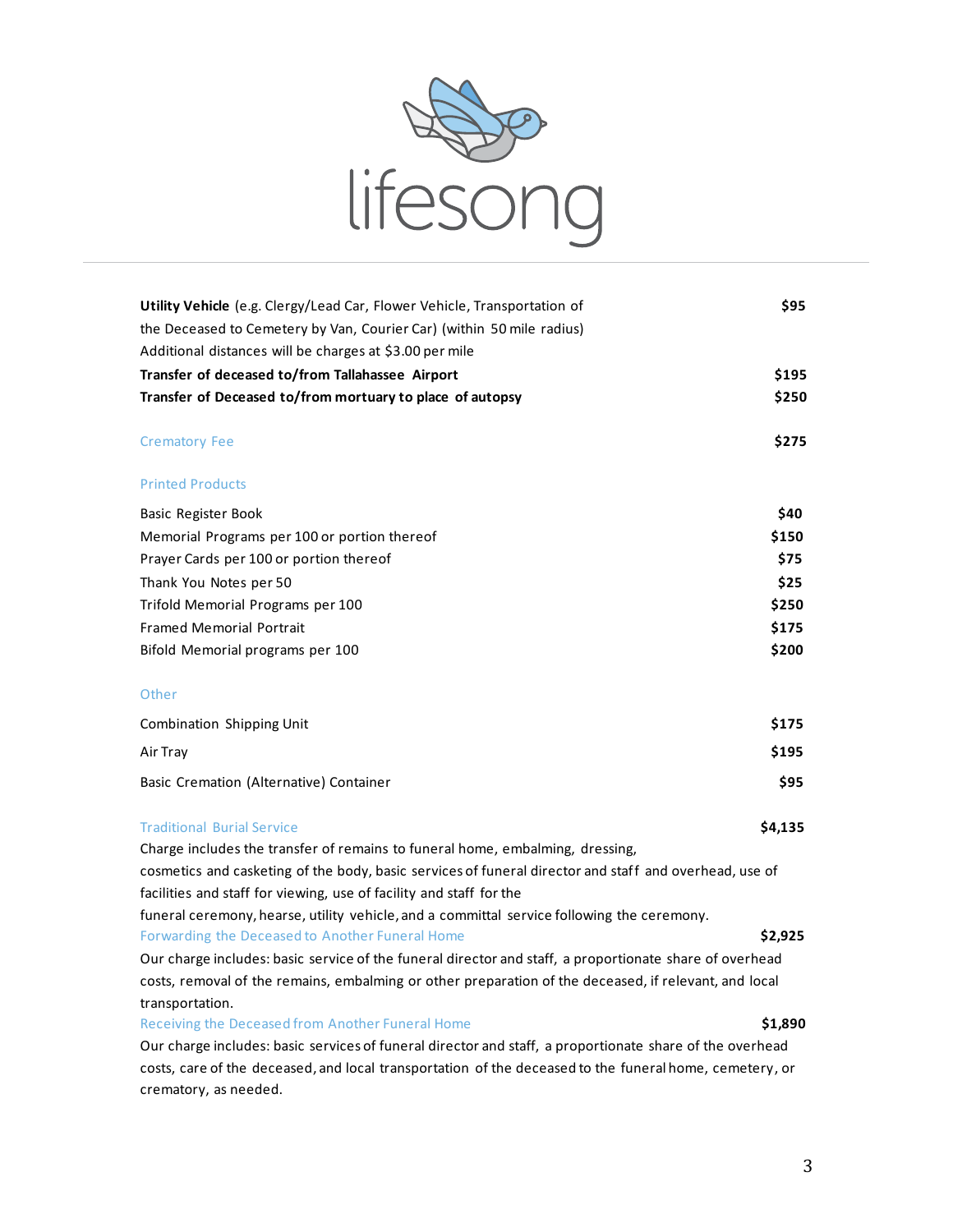lifesong

| | |
|---|---|
| **Utility Vehicle** (e.g. Clergy/Lead Car, Flower Vehicle, Transportation of the Deceased to Cemetery by Van, Courier Car) (within 50 mile radius) Additional distances will be charges at $3.00 per mile | **$95** |
| **Transfer of deceased to/from Tallahassee Airport** | **$195** |
| **Transfer of Deceased to/from mortuary to place of autopsy** | **$250** |

## Crematory Fee

**$275**

## Printed Products

| | |
|---|---|
| Basic Register Book | **$40** |
| Memorial Programs per 100 or portion thereof | **$150** |
| Prayer Cards per 100 or portion thereof | **$75** |
| Thank You Notes per 50 | **$25** |
| Trifold Memorial Programs per 100 | **$250** |
| Framed Memorial Portrait | **$175** |
| Bifold Memorial programs per 100 | **$200** |

## Other

| | |
|---|---|
| Combination Shipping Unit | **$175** |
| Air Tray | **$195** |
| Basic Cremation (Alternative) Container | **$95** |

## Traditional Burial Service — **$4,135**

Charge includes the transfer of remains to funeral home, embalming, dressing, cosmetics and casketing of the body, basic services of funeral director and staff and overhead, use of facilities and staff for viewing, use of facility and staff for the funeral ceremony, hearse, utility vehicle, and a committal service following the ceremony.

## Forwarding the Deceased to Another Funeral Home — **$2,925**

Our charge includes: basic service of the funeral director and staff, a proportionate share of overhead costs, removal of the remains, embalming or other preparation of the deceased, if relevant, and local transportation.

## Receiving the Deceased from Another Funeral Home — **$1,890**

Our charge includes: basic services of funeral director and staff, a proportionate share of the overhead costs, care of the deceased, and local transportation of the deceased to the funeral home, cemetery, or crematory, as needed.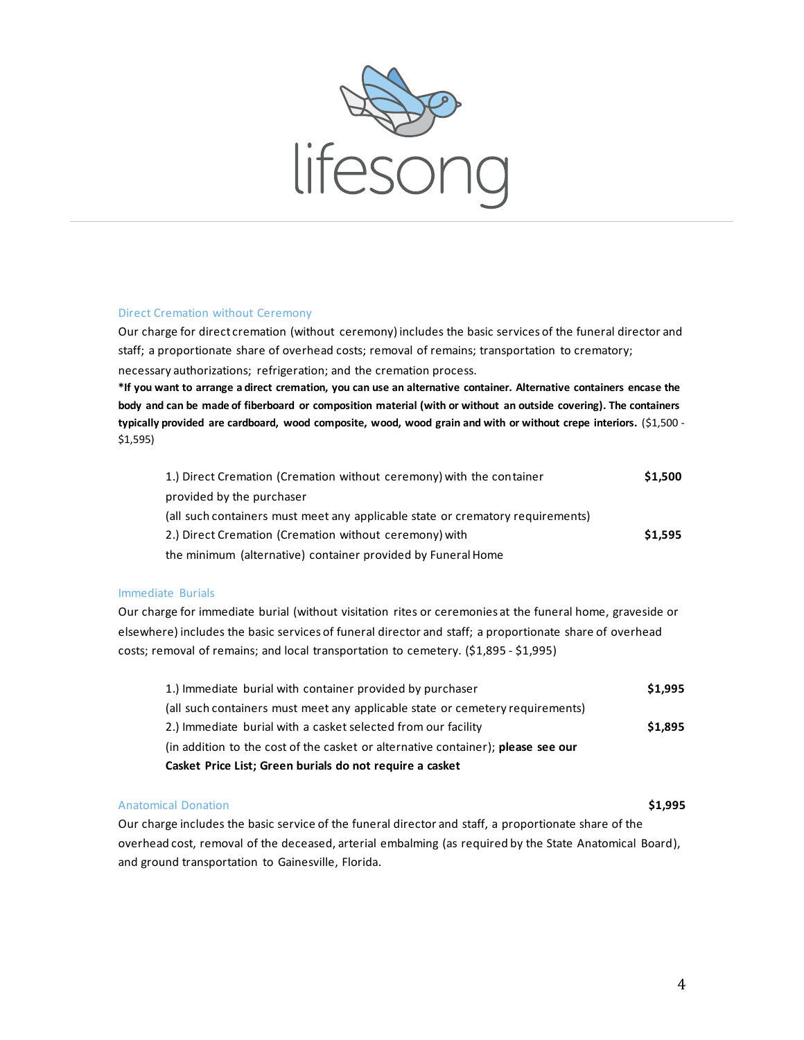# lifesong

## Direct Cremation without Ceremony

Our charge for direct cremation (without ceremony) includes the basic services of the funeral director and staff; a proportionate share of overhead costs; removal of remains; transportation to crematory; necessary authorizations; refrigeration; and the cremation process.

**\*If you want to arrange a direct cremation, you can use an alternative container. Alternative containers encase the body and can be made of fiberboard or composition material (with or without an outside covering). The containers typically provided are cardboard, wood composite, wood, wood grain and with or without crepe interiors.** ($1,500 - $1,595)

| | |
|---|---|
| 1.) Direct Cremation (Cremation without ceremony) with the container provided by the purchaser (all such containers must meet any applicable state or crematory requirements) | **$1,500** |
| 2.) Direct Cremation (Cremation without ceremony) with the minimum (alternative) container provided by Funeral Home | **$1,595** |

## Immediate Burials

Our charge for immediate burial (without visitation rites or ceremonies at the funeral home, graveside or elsewhere) includes the basic services of funeral director and staff; a proportionate share of overhead costs; removal of remains; and local transportation to cemetery. ($1,895 - $1,995)

| | |
|---|---|
| 1.) Immediate burial with container provided by purchaser (all such containers must meet any applicable state or cemetery requirements) | **$1,995** |
| 2.) Immediate burial with a casket selected from our facility (in addition to the cost of the casket or alternative container); **please see our Casket Price List; Green burials do not require a casket** | **$1,895** |

## Anatomical Donation **$1,995**

Our charge includes the basic service of the funeral director and staff, a proportionate share of the overhead cost, removal of the deceased, arterial embalming (as required by the State Anatomical Board), and ground transportation to Gainesville, Florida.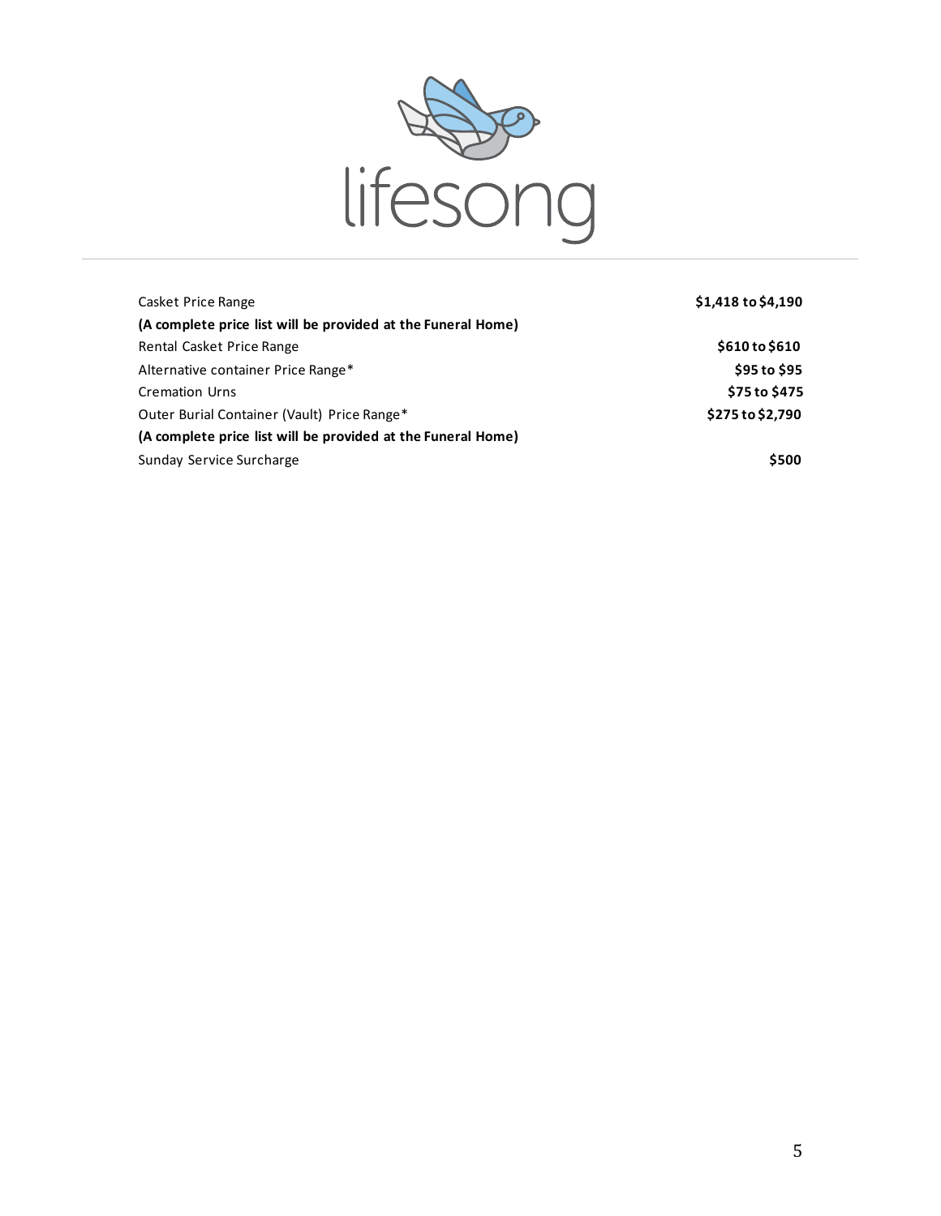lifesong

| | |
|---|---|
| Casket Price Range | **$1,418 to $4,190** |
| **(A complete price list will be provided at the Funeral Home)** | |
| Rental Casket Price Range | **$610 to $610** |
| Alternative container Price Range* | **$95 to $95** |
| Cremation Urns | **$75 to $475** |
| Outer Burial Container (Vault) Price Range* | **$275 to $2,790** |
| **(A complete price list will be provided at the Funeral Home)** | |
| Sunday Service Surcharge | **$500** |